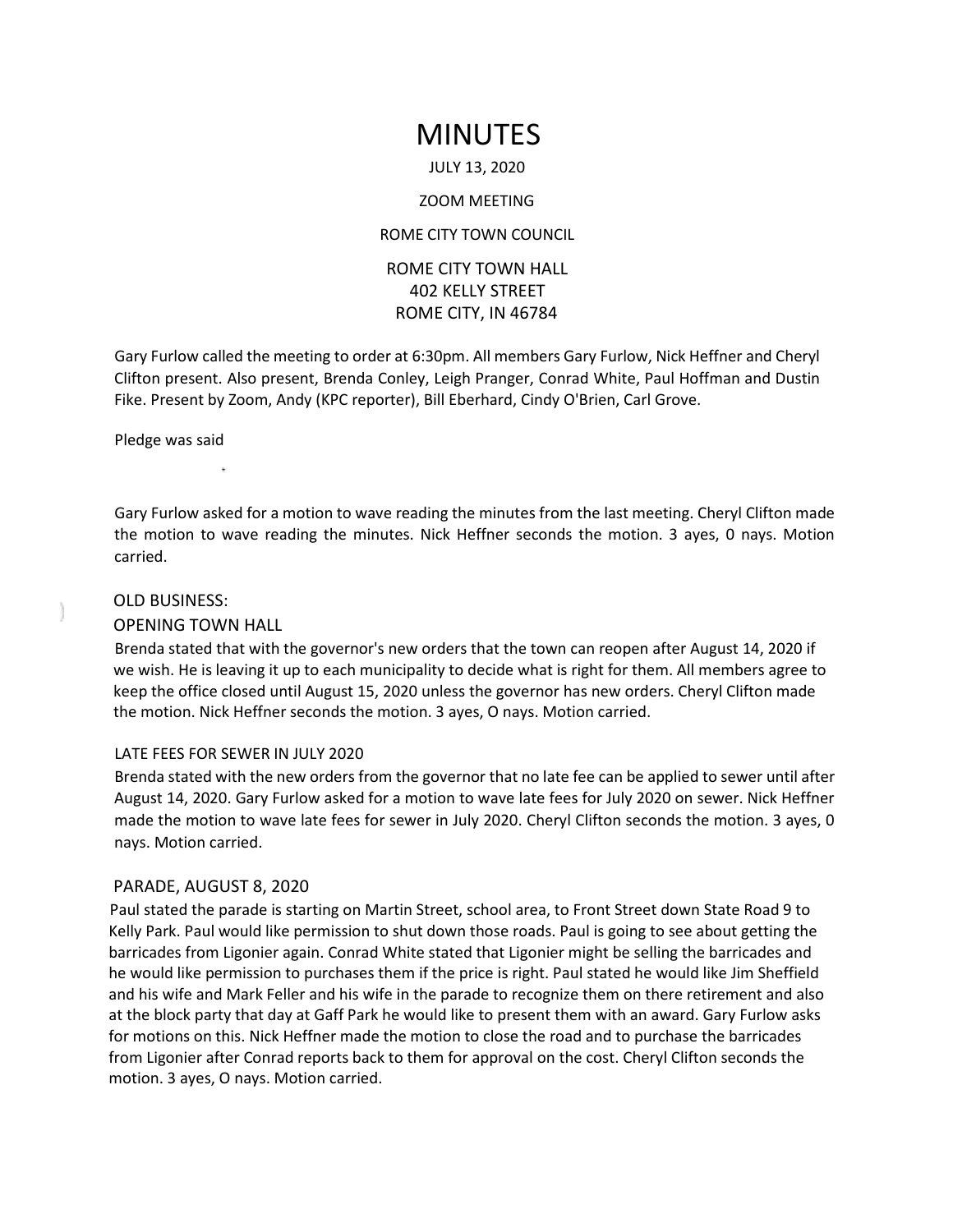# MINUTES

JULY 13, 2020

ZOOM MEETING

ROME CITY TOWN COUNCIL

ROME CITY TOWN HALL
402 KELLY STREET
ROME CITY, IN 46784

Gary Furlow called the meeting to order at 6:30pm. All members Gary Furlow, Nick Heffner and Cheryl Clifton present. Also present, Brenda Conley, Leigh Pranger, Conrad White, Paul Hoffman and Dustin Fike. Present by Zoom, Andy (KPC reporter), Bill Eberhard, Cindy O'Brien, Carl Grove.

Pledge was said

Gary Furlow asked for a motion to wave reading the minutes from the last meeting. Cheryl Clifton made the motion to wave reading the minutes. Nick Heffner seconds the motion. 3 ayes, 0 nays. Motion carried.

## OLD BUSINESS:

### OPENING TOWN HALL

Brenda stated that with the governor's new orders that the town can reopen after August 14, 2020 if we wish. He is leaving it up to each municipality to decide what is right for them. All members agree to keep the office closed until August 15, 2020 unless the governor has new orders. Cheryl Clifton made the motion. Nick Heffner seconds the motion. 3 ayes, O nays. Motion carried.

### LATE FEES FOR SEWER IN JULY 2020

Brenda stated with the new orders from the governor that no late fee can be applied to sewer until after August 14, 2020. Gary Furlow asked for a motion to wave late fees for July 2020 on sewer. Nick Heffner made the motion to wave late fees for sewer in July 2020. Cheryl Clifton seconds the motion. 3 ayes, 0 nays. Motion carried.

### PARADE, AUGUST 8, 2020

Paul stated the parade is starting on Martin Street, school area, to Front Street down State Road 9 to Kelly Park. Paul would like permission to shut down those roads. Paul is going to see about getting the barricades from Ligonier again. Conrad White stated that Ligonier might be selling the barricades and he would like permission to purchases them if the price is right. Paul stated he would like Jim Sheffield and his wife and Mark Feller and his wife in the parade to recognize them on there retirement and also at the block party that day at Gaff Park he would like to present them with an award. Gary Furlow asks for motions on this. Nick Heffner made the motion to close the road and to purchase the barricades from Ligonier after Conrad reports back to them for approval on the cost. Cheryl Clifton seconds the motion. 3 ayes, O nays. Motion carried.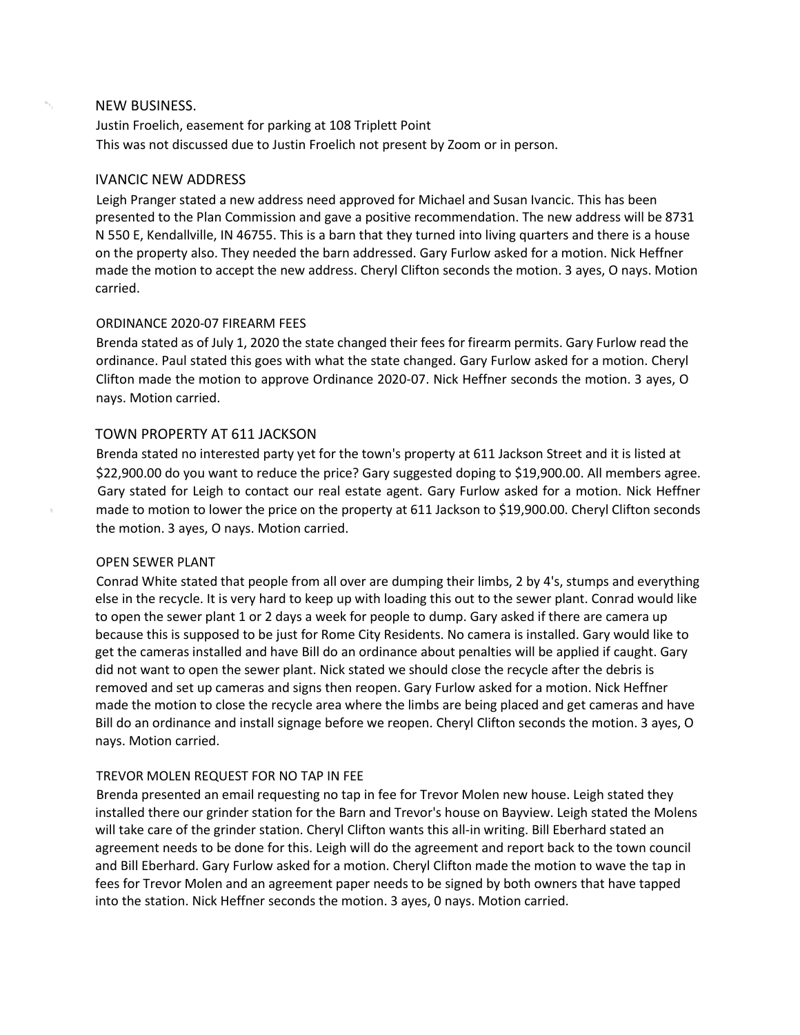## NEW BUSINESS.

Justin Froelich, easement for parking at 108 Triplett Point

This was not discussed due to Justin Froelich not present by Zoom or in person.

### IVANCIC NEW ADDRESS

Leigh Pranger stated a new address need approved for Michael and Susan Ivancic. This has been presented to the Plan Commission and gave a positive recommendation. The new address will be 8731 N 550 E, Kendallville, IN 46755. This is a barn that they turned into living quarters and there is a house on the property also. They needed the barn addressed. Gary Furlow asked for a motion. Nick Heffner made the motion to accept the new address. Cheryl Clifton seconds the motion. 3 ayes, O nays. Motion carried.

### ORDINANCE 2020-07 FIREARM FEES

Brenda stated as of July 1, 2020 the state changed their fees for firearm permits. Gary Furlow read the ordinance. Paul stated this goes with what the state changed. Gary Furlow asked for a motion. Cheryl Clifton made the motion to approve Ordinance 2020-07. Nick Heffner seconds the motion. 3 ayes, O nays. Motion carried.

### TOWN PROPERTY AT 611 JACKSON

Brenda stated no interested party yet for the town's property at 611 Jackson Street and it is listed at $22,900.00 do you want to reduce the price? Gary suggested doping to $19,900.00. All members agree. Gary stated for Leigh to contact our real estate agent. Gary Furlow asked for a motion. Nick Heffner made to motion to lower the price on the property at 611 Jackson to $19,900.00. Cheryl Clifton seconds the motion. 3 ayes, O nays. Motion carried.

### OPEN SEWER PLANT

Conrad White stated that people from all over are dumping their limbs, 2 by 4's, stumps and everything else in the recycle. It is very hard to keep up with loading this out to the sewer plant. Conrad would like to open the sewer plant 1 or 2 days a week for people to dump. Gary asked if there are camera up because this is supposed to be just for Rome City Residents. No camera is installed. Gary would like to get the cameras installed and have Bill do an ordinance about penalties will be applied if caught. Gary did not want to open the sewer plant. Nick stated we should close the recycle after the debris is removed and set up cameras and signs then reopen. Gary Furlow asked for a motion. Nick Heffner made the motion to close the recycle area where the limbs are being placed and get cameras and have Bill do an ordinance and install signage before we reopen. Cheryl Clifton seconds the motion. 3 ayes, O nays. Motion carried.

### TREVOR MOLEN REQUEST FOR NO TAP IN FEE

Brenda presented an email requesting no tap in fee for Trevor Molen new house. Leigh stated they installed there our grinder station for the Barn and Trevor's house on Bayview. Leigh stated the Molens will take care of the grinder station. Cheryl Clifton wants this all-in writing. Bill Eberhard stated an agreement needs to be done for this. Leigh will do the agreement and report back to the town council and Bill Eberhard. Gary Furlow asked for a motion. Cheryl Clifton made the motion to wave the tap in fees for Trevor Molen and an agreement paper needs to be signed by both owners that have tapped into the station. Nick Heffner seconds the motion. 3 ayes, 0 nays. Motion carried.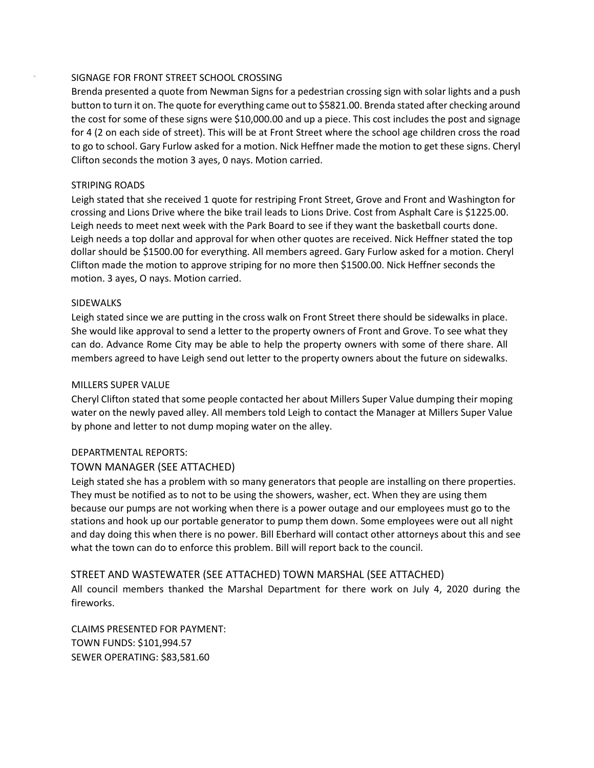SIGNAGE FOR FRONT STREET SCHOOL CROSSING

Brenda presented a quote from Newman Signs for a pedestrian crossing sign with solar lights and a push button to turn it on. The quote for everything came out to $5821.00. Brenda stated after checking around the cost for some of these signs were $10,000.00 and up a piece. This cost includes the post and signage for 4 (2 on each side of street). This will be at Front Street where the school age children cross the road to go to school. Gary Furlow asked for a motion. Nick Heffner made the motion to get these signs. Cheryl Clifton seconds the motion 3 ayes, 0 nays. Motion carried.

STRIPING ROADS

Leigh stated that she received 1 quote for restriping Front Street, Grove and Front and Washington for crossing and Lions Drive where the bike trail leads to Lions Drive. Cost from Asphalt Care is $1225.00. Leigh needs to meet next week with the Park Board to see if they want the basketball courts done. Leigh needs a top dollar and approval for when other quotes are received. Nick Heffner stated the top dollar should be $1500.00 for everything. All members agreed. Gary Furlow asked for a motion. Cheryl Clifton made the motion to approve striping for no more then $1500.00. Nick Heffner seconds the motion. 3 ayes, O nays. Motion carried.

SIDEWALKS

Leigh stated since we are putting in the cross walk on Front Street there should be sidewalks in place. She would like approval to send a letter to the property owners of Front and Grove. To see what they can do. Advance Rome City may be able to help the property owners with some of there share. All members agreed to have Leigh send out letter to the property owners about the future on sidewalks.

MILLERS SUPER VALUE

Cheryl Clifton stated that some people contacted her about Millers Super Value dumping their moping water on the newly paved alley. All members told Leigh to contact the Manager at Millers Super Value by phone and letter to not dump moping water on the alley.

DEPARTMENTAL REPORTS:

TOWN MANAGER (SEE ATTACHED)

Leigh stated she has a problem with so many generators that people are installing on there properties. They must be notified as to not to be using the showers, washer, ect. When they are using them because our pumps are not working when there is a power outage and our employees must go to the stations and hook up our portable generator to pump them down. Some employees were out all night and day doing this when there is no power. Bill Eberhard will contact other attorneys about this and see what the town can do to enforce this problem. Bill will report back to the council.

STREET AND WASTEWATER (SEE ATTACHED) TOWN MARSHAL (SEE ATTACHED)

All council members thanked the Marshal Department for there work on July 4, 2020 during the fireworks.

CLAIMS PRESENTED FOR PAYMENT:
TOWN FUNDS: $101,994.57
SEWER OPERATING: $83,581.60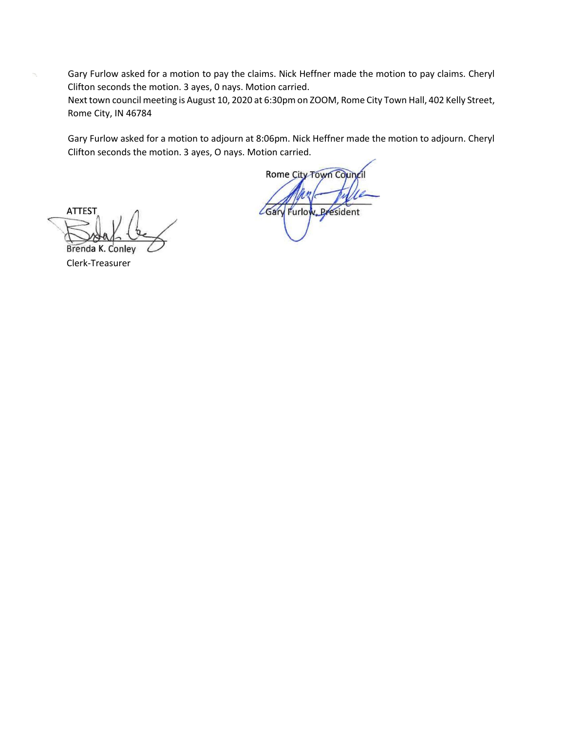Gary Furlow asked for a motion to pay the claims. Nick Heffner made the motion to pay claims. Cheryl Clifton seconds the motion. 3 ayes, 0 nays. Motion carried.
Next town council meeting is August 10, 2020 at 6:30pm on ZOOM, Rome City Town Hall, 402 Kelly Street, Rome City, IN 46784

Gary Furlow asked for a motion to adjourn at 8:06pm. Nick Heffner made the motion to adjourn. Cheryl Clifton seconds the motion. 3 ayes, O nays. Motion carried.

Rome City Town Council

Gary Furlow, President

ATTEST

Brenda K. Conley
Clerk-Treasurer